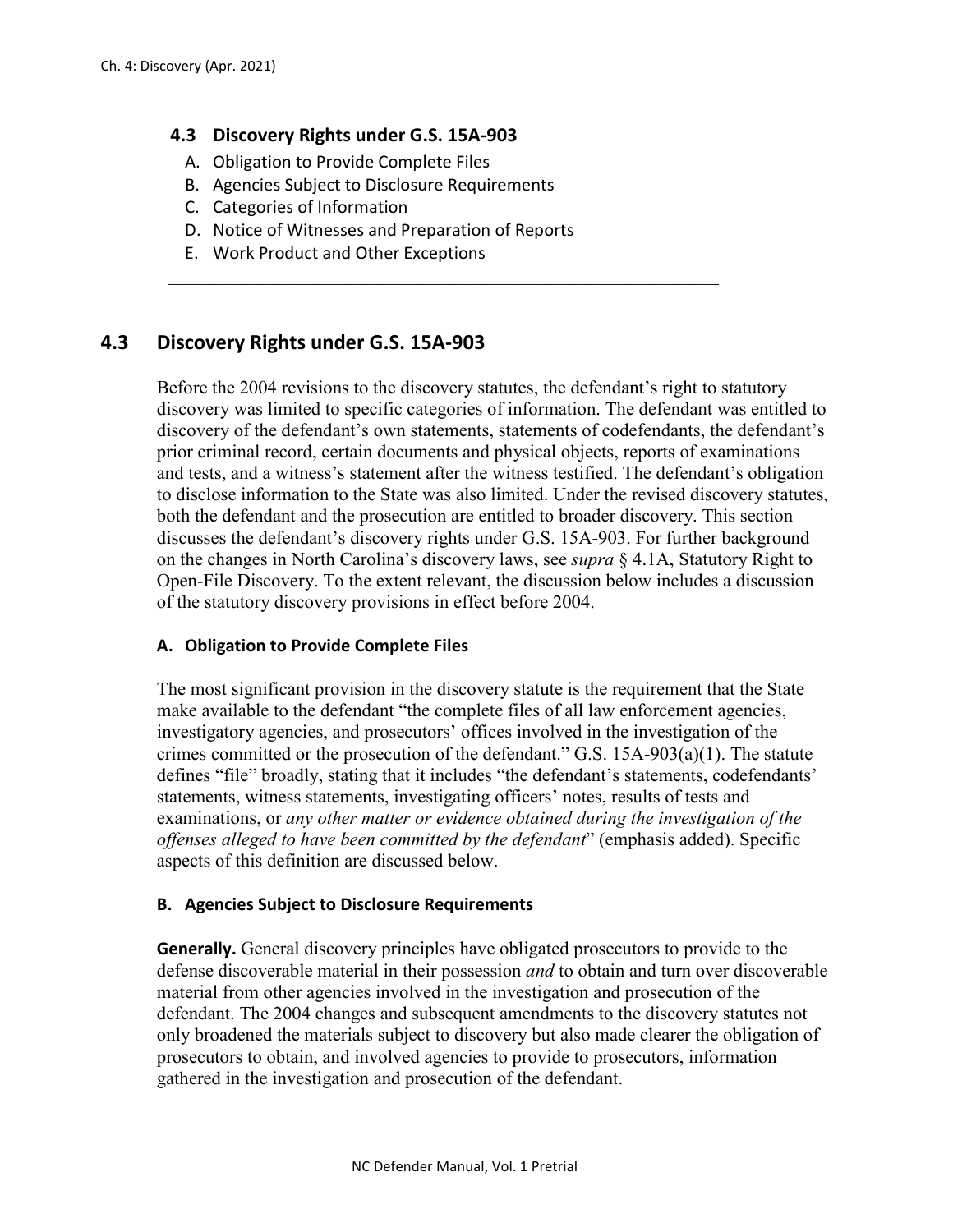## 4.3 Discovery Rights under G.S. 15A-903

A. Obligation to Provide Complete Files
B. Agencies Subject to Disclosure Requirements
C. Categories of Information
D. Notice of Witnesses and Preparation of Reports
E. Work Product and Other Exceptions

---

## 4.3 Discovery Rights under G.S. 15A-903

Before the 2004 revisions to the discovery statutes, the defendant's right to statutory discovery was limited to specific categories of information. The defendant was entitled to discovery of the defendant's own statements, statements of codefendants, the defendant's prior criminal record, certain documents and physical objects, reports of examinations and tests, and a witness's statement after the witness testified. The defendant's obligation to disclose information to the State was also limited. Under the revised discovery statutes, both the defendant and the prosecution are entitled to broader discovery. This section discusses the defendant's discovery rights under G.S. 15A-903. For further background on the changes in North Carolina's discovery laws, see *supra* § 4.1A, Statutory Right to Open-File Discovery. To the extent relevant, the discussion below includes a discussion of the statutory discovery provisions in effect before 2004.

### A. Obligation to Provide Complete Files

The most significant provision in the discovery statute is the requirement that the State make available to the defendant "the complete files of all law enforcement agencies, investigatory agencies, and prosecutors' offices involved in the investigation of the crimes committed or the prosecution of the defendant." G.S. 15A-903(a)(1). The statute defines "file" broadly, stating that it includes "the defendant's statements, codefendants' statements, witness statements, investigating officers' notes, results of tests and examinations, or *any other matter or evidence obtained during the investigation of the offenses alleged to have been committed by the defendant*" (emphasis added). Specific aspects of this definition are discussed below.

### B. Agencies Subject to Disclosure Requirements

**Generally.** General discovery principles have obligated prosecutors to provide to the defense discoverable material in their possession *and* to obtain and turn over discoverable material from other agencies involved in the investigation and prosecution of the defendant. The 2004 changes and subsequent amendments to the discovery statutes not only broadened the materials subject to discovery but also made clearer the obligation of prosecutors to obtain, and involved agencies to provide to prosecutors, information gathered in the investigation and prosecution of the defendant.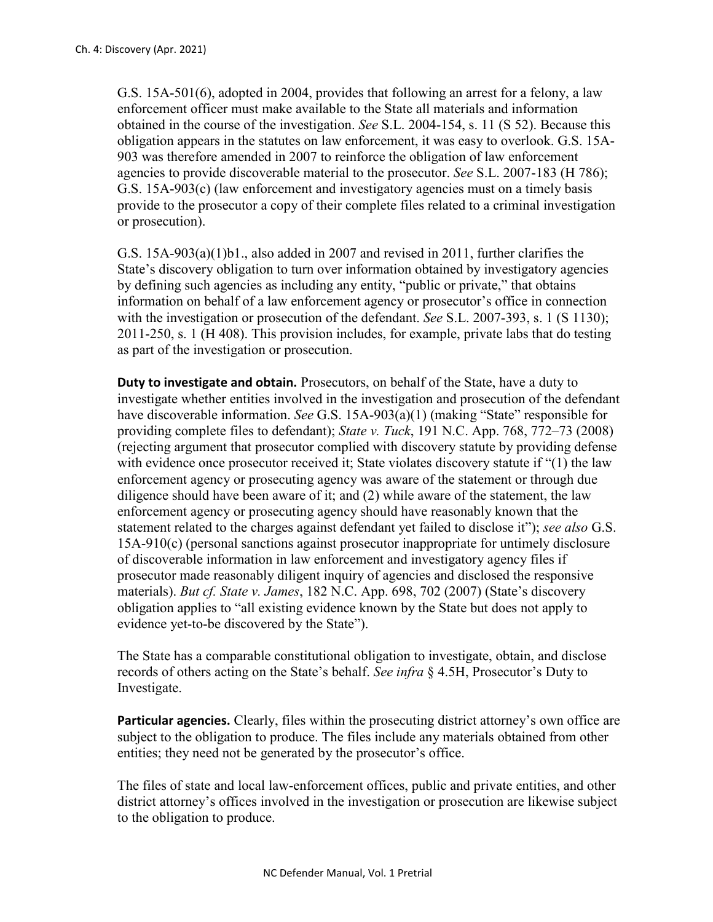G.S. 15A-501(6), adopted in 2004, provides that following an arrest for a felony, a law enforcement officer must make available to the State all materials and information obtained in the course of the investigation. *See* S.L. 2004-154, s. 11 (S 52). Because this obligation appears in the statutes on law enforcement, it was easy to overlook. G.S. 15A-903 was therefore amended in 2007 to reinforce the obligation of law enforcement agencies to provide discoverable material to the prosecutor. *See* S.L. 2007-183 (H 786); G.S. 15A-903(c) (law enforcement and investigatory agencies must on a timely basis provide to the prosecutor a copy of their complete files related to a criminal investigation or prosecution).

G.S. 15A-903(a)(1)b1., also added in 2007 and revised in 2011, further clarifies the State's discovery obligation to turn over information obtained by investigatory agencies by defining such agencies as including any entity, "public or private," that obtains information on behalf of a law enforcement agency or prosecutor's office in connection with the investigation or prosecution of the defendant. *See* S.L. 2007-393, s. 1 (S 1130); 2011-250, s. 1 (H 408). This provision includes, for example, private labs that do testing as part of the investigation or prosecution.

**Duty to investigate and obtain.** Prosecutors, on behalf of the State, have a duty to investigate whether entities involved in the investigation and prosecution of the defendant have discoverable information. *See* G.S. 15A-903(a)(1) (making "State" responsible for providing complete files to defendant); *State v. Tuck*, 191 N.C. App. 768, 772–73 (2008) (rejecting argument that prosecutor complied with discovery statute by providing defense with evidence once prosecutor received it; State violates discovery statute if "(1) the law enforcement agency or prosecuting agency was aware of the statement or through due diligence should have been aware of it; and (2) while aware of the statement, the law enforcement agency or prosecuting agency should have reasonably known that the statement related to the charges against defendant yet failed to disclose it"); *see also* G.S. 15A-910(c) (personal sanctions against prosecutor inappropriate for untimely disclosure of discoverable information in law enforcement and investigatory agency files if prosecutor made reasonably diligent inquiry of agencies and disclosed the responsive materials). *But cf. State v. James*, 182 N.C. App. 698, 702 (2007) (State's discovery obligation applies to "all existing evidence known by the State but does not apply to evidence yet-to-be discovered by the State").

The State has a comparable constitutional obligation to investigate, obtain, and disclose records of others acting on the State's behalf. *See infra* § 4.5H, Prosecutor's Duty to Investigate.

**Particular agencies.** Clearly, files within the prosecuting district attorney's own office are subject to the obligation to produce. The files include any materials obtained from other entities; they need not be generated by the prosecutor's office.

The files of state and local law-enforcement offices, public and private entities, and other district attorney's offices involved in the investigation or prosecution are likewise subject to the obligation to produce.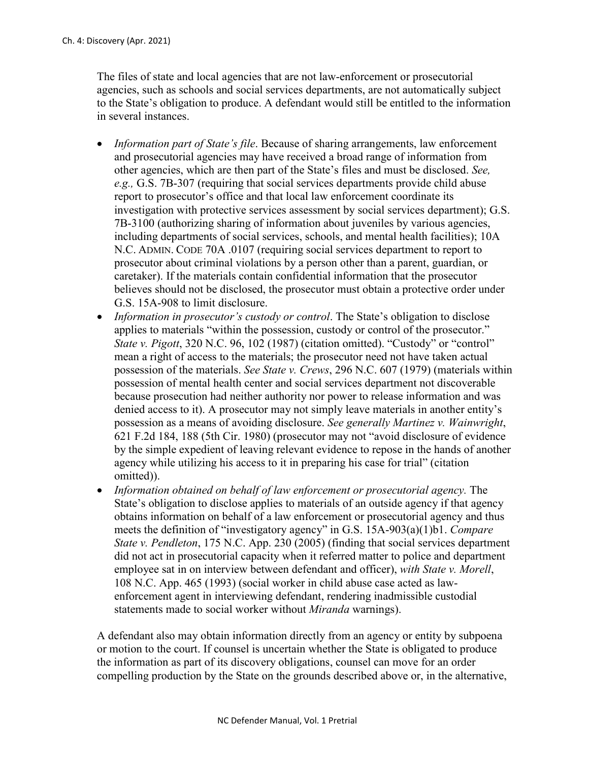The files of state and local agencies that are not law-enforcement or prosecutorial agencies, such as schools and social services departments, are not automatically subject to the State's obligation to produce. A defendant would still be entitled to the information in several instances.

- *Information part of State's file*. Because of sharing arrangements, law enforcement and prosecutorial agencies may have received a broad range of information from other agencies, which are then part of the State's files and must be disclosed. *See, e.g.,* G.S. 7B-307 (requiring that social services departments provide child abuse report to prosecutor's office and that local law enforcement coordinate its investigation with protective services assessment by social services department); G.S. 7B-3100 (authorizing sharing of information about juveniles by various agencies, including departments of social services, schools, and mental health facilities); 10A N.C. ADMIN. CODE 70A .0107 (requiring social services department to report to prosecutor about criminal violations by a person other than a parent, guardian, or caretaker). If the materials contain confidential information that the prosecutor believes should not be disclosed, the prosecutor must obtain a protective order under G.S. 15A-908 to limit disclosure.
- *Information in prosecutor's custody or control*. The State's obligation to disclose applies to materials "within the possession, custody or control of the prosecutor." *State v. Pigott*, 320 N.C. 96, 102 (1987) (citation omitted). "Custody" or "control" mean a right of access to the materials; the prosecutor need not have taken actual possession of the materials. *See State v. Crews*, 296 N.C. 607 (1979) (materials within possession of mental health center and social services department not discoverable because prosecution had neither authority nor power to release information and was denied access to it). A prosecutor may not simply leave materials in another entity's possession as a means of avoiding disclosure. *See generally Martinez v. Wainwright*, 621 F.2d 184, 188 (5th Cir. 1980) (prosecutor may not "avoid disclosure of evidence by the simple expedient of leaving relevant evidence to repose in the hands of another agency while utilizing his access to it in preparing his case for trial" (citation omitted)).
- *Information obtained on behalf of law enforcement or prosecutorial agency.* The State's obligation to disclose applies to materials of an outside agency if that agency obtains information on behalf of a law enforcement or prosecutorial agency and thus meets the definition of "investigatory agency" in G.S. 15A-903(a)(1)b1. *Compare State v. Pendleton*, 175 N.C. App. 230 (2005) (finding that social services department did not act in prosecutorial capacity when it referred matter to police and department employee sat in on interview between defendant and officer), *with State v. Morell*, 108 N.C. App. 465 (1993) (social worker in child abuse case acted as law-enforcement agent in interviewing defendant, rendering inadmissible custodial statements made to social worker without *Miranda* warnings).

A defendant also may obtain information directly from an agency or entity by subpoena or motion to the court. If counsel is uncertain whether the State is obligated to produce the information as part of its discovery obligations, counsel can move for an order compelling production by the State on the grounds described above or, in the alternative,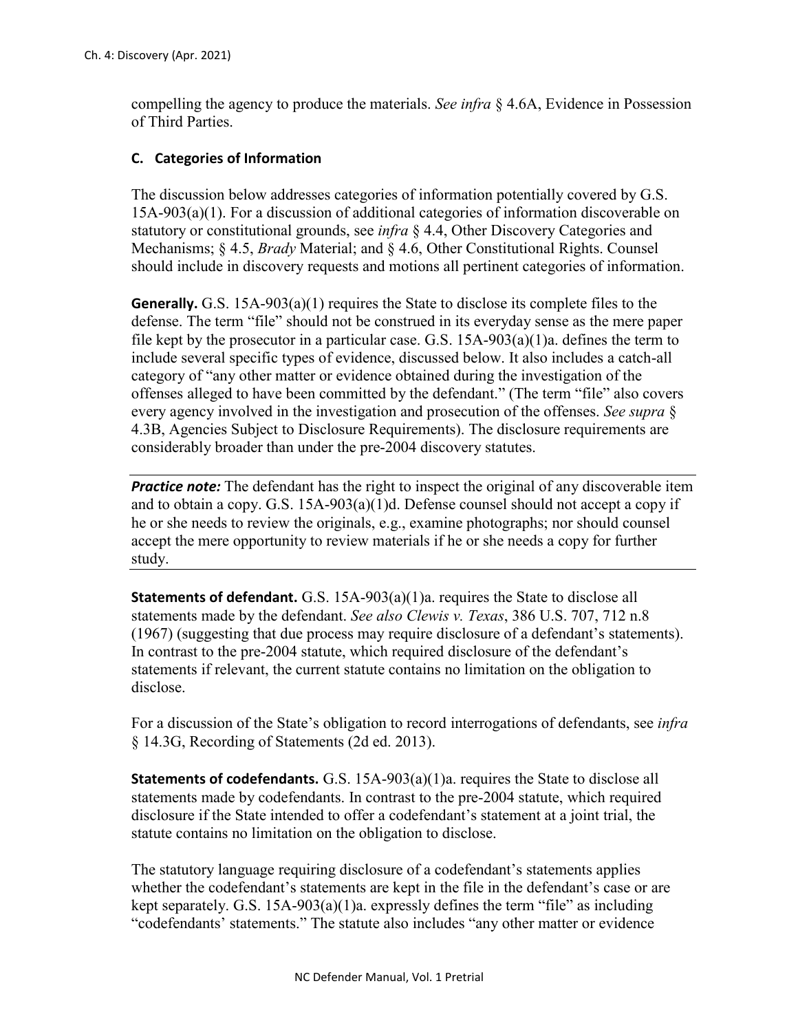compelling the agency to produce the materials. *See infra* § 4.6A, Evidence in Possession of Third Parties.

### C. Categories of Information

The discussion below addresses categories of information potentially covered by G.S. 15A-903(a)(1). For a discussion of additional categories of information discoverable on statutory or constitutional grounds, see *infra* § 4.4, Other Discovery Categories and Mechanisms; § 4.5, *Brady* Material; and § 4.6, Other Constitutional Rights. Counsel should include in discovery requests and motions all pertinent categories of information.

**Generally.** G.S. 15A-903(a)(1) requires the State to disclose its complete files to the defense. The term "file" should not be construed in its everyday sense as the mere paper file kept by the prosecutor in a particular case. G.S. 15A-903(a)(1)a. defines the term to include several specific types of evidence, discussed below. It also includes a catch-all category of "any other matter or evidence obtained during the investigation of the offenses alleged to have been committed by the defendant." (The term "file" also covers every agency involved in the investigation and prosecution of the offenses. *See supra* § 4.3B, Agencies Subject to Disclosure Requirements). The disclosure requirements are considerably broader than under the pre-2004 discovery statutes.

***Practice note:*** The defendant has the right to inspect the original of any discoverable item and to obtain a copy. G.S. 15A-903(a)(1)d. Defense counsel should not accept a copy if he or she needs to review the originals, e.g., examine photographs; nor should counsel accept the mere opportunity to review materials if he or she needs a copy for further study.

**Statements of defendant.** G.S. 15A-903(a)(1)a. requires the State to disclose all statements made by the defendant. *See also Clewis v. Texas*, 386 U.S. 707, 712 n.8 (1967) (suggesting that due process may require disclosure of a defendant's statements). In contrast to the pre-2004 statute, which required disclosure of the defendant's statements if relevant, the current statute contains no limitation on the obligation to disclose.

For a discussion of the State's obligation to record interrogations of defendants, see *infra* § 14.3G, Recording of Statements (2d ed. 2013).

**Statements of codefendants.** G.S. 15A-903(a)(1)a. requires the State to disclose all statements made by codefendants. In contrast to the pre-2004 statute, which required disclosure if the State intended to offer a codefendant's statement at a joint trial, the statute contains no limitation on the obligation to disclose.

The statutory language requiring disclosure of a codefendant's statements applies whether the codefendant's statements are kept in the file in the defendant's case or are kept separately. G.S. 15A-903(a)(1)a. expressly defines the term "file" as including "codefendants' statements." The statute also includes "any other matter or evidence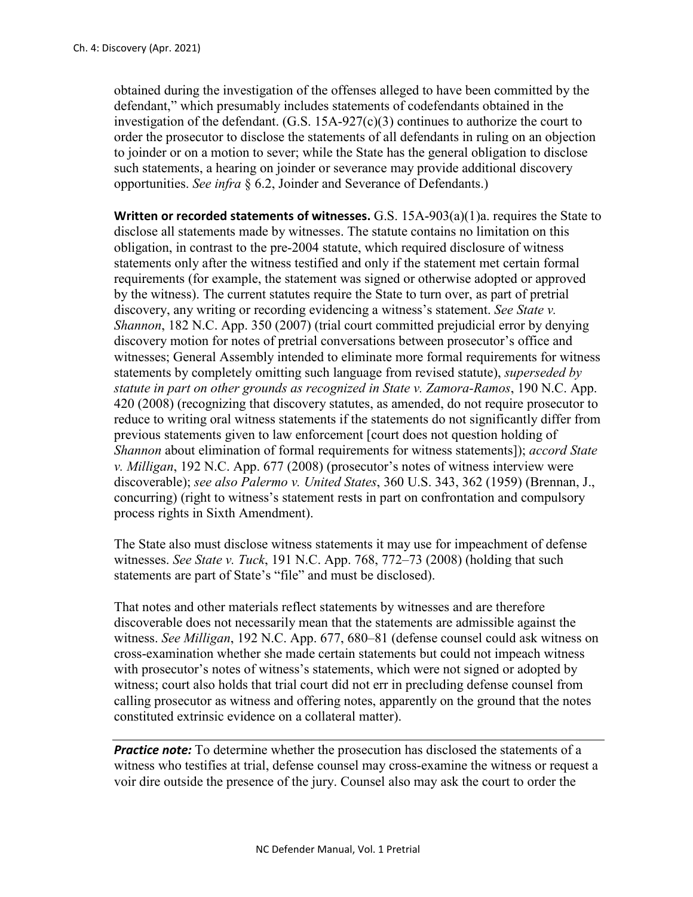obtained during the investigation of the offenses alleged to have been committed by the defendant," which presumably includes statements of codefendants obtained in the investigation of the defendant. (G.S. 15A-927(c)(3) continues to authorize the court to order the prosecutor to disclose the statements of all defendants in ruling on an objection to joinder or on a motion to sever; while the State has the general obligation to disclose such statements, a hearing on joinder or severance may provide additional discovery opportunities. *See infra* § 6.2, Joinder and Severance of Defendants.)

**Written or recorded statements of witnesses.** G.S. 15A-903(a)(1)a. requires the State to disclose all statements made by witnesses. The statute contains no limitation on this obligation, in contrast to the pre-2004 statute, which required disclosure of witness statements only after the witness testified and only if the statement met certain formal requirements (for example, the statement was signed or otherwise adopted or approved by the witness). The current statutes require the State to turn over, as part of pretrial discovery, any writing or recording evidencing a witness's statement. *See State v. Shannon*, 182 N.C. App. 350 (2007) (trial court committed prejudicial error by denying discovery motion for notes of pretrial conversations between prosecutor's office and witnesses; General Assembly intended to eliminate more formal requirements for witness statements by completely omitting such language from revised statute), *superseded by statute in part on other grounds as recognized in State v. Zamora-Ramos*, 190 N.C. App. 420 (2008) (recognizing that discovery statutes, as amended, do not require prosecutor to reduce to writing oral witness statements if the statements do not significantly differ from previous statements given to law enforcement [court does not question holding of *Shannon* about elimination of formal requirements for witness statements]); *accord State v. Milligan*, 192 N.C. App. 677 (2008) (prosecutor's notes of witness interview were discoverable); *see also Palermo v. United States*, 360 U.S. 343, 362 (1959) (Brennan, J., concurring) (right to witness's statement rests in part on confrontation and compulsory process rights in Sixth Amendment).

The State also must disclose witness statements it may use for impeachment of defense witnesses. *See State v. Tuck*, 191 N.C. App. 768, 772–73 (2008) (holding that such statements are part of State's "file" and must be disclosed).

That notes and other materials reflect statements by witnesses and are therefore discoverable does not necessarily mean that the statements are admissible against the witness. *See Milligan*, 192 N.C. App. 677, 680–81 (defense counsel could ask witness on cross-examination whether she made certain statements but could not impeach witness with prosecutor's notes of witness's statements, which were not signed or adopted by witness; court also holds that trial court did not err in precluding defense counsel from calling prosecutor as witness and offering notes, apparently on the ground that the notes constituted extrinsic evidence on a collateral matter).

---

***Practice note:*** To determine whether the prosecution has disclosed the statements of a witness who testifies at trial, defense counsel may cross-examine the witness or request a voir dire outside the presence of the jury. Counsel also may ask the court to order the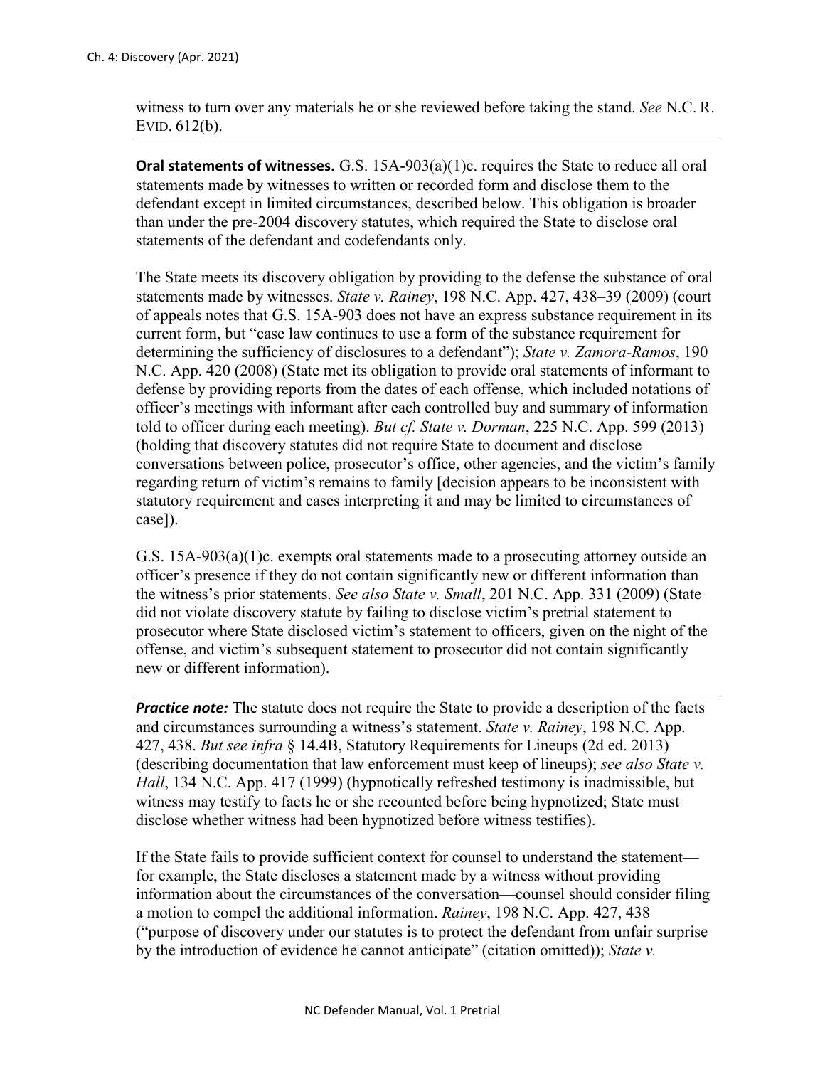witness to turn over any materials he or she reviewed before taking the stand. *See* N.C. R. EVID. 612(b).

---

**Oral statements of witnesses.** G.S. 15A-903(a)(1)c. requires the State to reduce all oral statements made by witnesses to written or recorded form and disclose them to the defendant except in limited circumstances, described below. This obligation is broader than under the pre-2004 discovery statutes, which required the State to disclose oral statements of the defendant and codefendants only.

The State meets its discovery obligation by providing to the defense the substance of oral statements made by witnesses. *State v. Rainey*, 198 N.C. App. 427, 438–39 (2009) (court of appeals notes that G.S. 15A-903 does not have an express substance requirement in its current form, but "case law continues to use a form of the substance requirement for determining the sufficiency of disclosures to a defendant"); *State v. Zamora-Ramos*, 190 N.C. App. 420 (2008) (State met its obligation to provide oral statements of informant to defense by providing reports from the dates of each offense, which included notations of officer's meetings with informant after each controlled buy and summary of information told to officer during each meeting). *But cf. State v. Dorman*, 225 N.C. App. 599 (2013) (holding that discovery statutes did not require State to document and disclose conversations between police, prosecutor's office, other agencies, and the victim's family regarding return of victim's remains to family [decision appears to be inconsistent with statutory requirement and cases interpreting it and may be limited to circumstances of case]).

G.S. 15A-903(a)(1)c. exempts oral statements made to a prosecuting attorney outside an officer's presence if they do not contain significantly new or different information than the witness's prior statements. *See also State v. Small*, 201 N.C. App. 331 (2009) (State did not violate discovery statute by failing to disclose victim's pretrial statement to prosecutor where State disclosed victim's statement to officers, given on the night of the offense, and victim's subsequent statement to prosecutor did not contain significantly new or different information).

---

***Practice note:*** The statute does not require the State to provide a description of the facts and circumstances surrounding a witness's statement. *State v. Rainey*, 198 N.C. App. 427, 438. *But see infra* § 14.4B, Statutory Requirements for Lineups (2d ed. 2013) (describing documentation that law enforcement must keep of lineups); *see also State v. Hall*, 134 N.C. App. 417 (1999) (hypnotically refreshed testimony is inadmissible, but witness may testify to facts he or she recounted before being hypnotized; State must disclose whether witness had been hypnotized before witness testifies).

If the State fails to provide sufficient context for counsel to understand the statement—for example, the State discloses a statement made by a witness without providing information about the circumstances of the conversation—counsel should consider filing a motion to compel the additional information. *Rainey*, 198 N.C. App. 427, 438 ("purpose of discovery under our statutes is to protect the defendant from unfair surprise by the introduction of evidence he cannot anticipate" (citation omitted)); *State v.*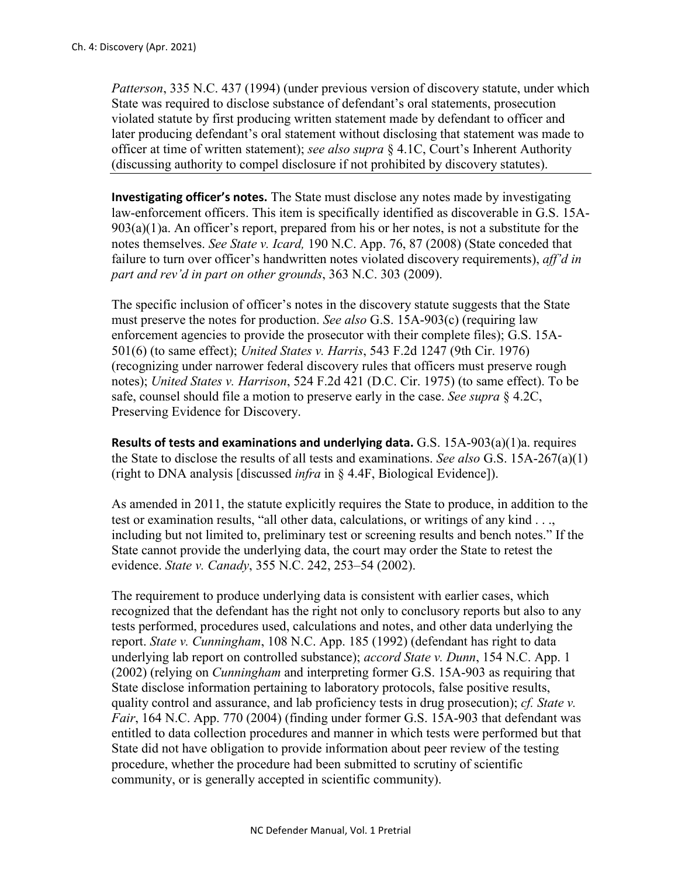*Patterson*, 335 N.C. 437 (1994) (under previous version of discovery statute, under which State was required to disclose substance of defendant's oral statements, prosecution violated statute by first producing written statement made by defendant to officer and later producing defendant's oral statement without disclosing that statement was made to officer at time of written statement); *see also supra* § 4.1C, Court's Inherent Authority (discussing authority to compel disclosure if not prohibited by discovery statutes).

---

**Investigating officer's notes.** The State must disclose any notes made by investigating law-enforcement officers. This item is specifically identified as discoverable in G.S. 15A-903(a)(1)a. An officer's report, prepared from his or her notes, is not a substitute for the notes themselves. *See State v. Icard,* 190 N.C. App. 76, 87 (2008) (State conceded that failure to turn over officer's handwritten notes violated discovery requirements), *aff'd in part and rev'd in part on other grounds*, 363 N.C. 303 (2009).

The specific inclusion of officer's notes in the discovery statute suggests that the State must preserve the notes for production. *See also* G.S. 15A-903(c) (requiring law enforcement agencies to provide the prosecutor with their complete files); G.S. 15A-501(6) (to same effect); *United States v. Harris*, 543 F.2d 1247 (9th Cir. 1976) (recognizing under narrower federal discovery rules that officers must preserve rough notes); *United States v. Harrison*, 524 F.2d 421 (D.C. Cir. 1975) (to same effect). To be safe, counsel should file a motion to preserve early in the case. *See supra* § 4.2C, Preserving Evidence for Discovery.

**Results of tests and examinations and underlying data.** G.S. 15A-903(a)(1)a. requires the State to disclose the results of all tests and examinations. *See also* G.S. 15A-267(a)(1) (right to DNA analysis [discussed *infra* in § 4.4F, Biological Evidence]).

As amended in 2011, the statute explicitly requires the State to produce, in addition to the test or examination results, "all other data, calculations, or writings of any kind . . ., including but not limited to, preliminary test or screening results and bench notes." If the State cannot provide the underlying data, the court may order the State to retest the evidence. *State v. Canady*, 355 N.C. 242, 253–54 (2002).

The requirement to produce underlying data is consistent with earlier cases, which recognized that the defendant has the right not only to conclusory reports but also to any tests performed, procedures used, calculations and notes, and other data underlying the report. *State v. Cunningham*, 108 N.C. App. 185 (1992) (defendant has right to data underlying lab report on controlled substance); *accord State v. Dunn*, 154 N.C. App. 1 (2002) (relying on *Cunningham* and interpreting former G.S. 15A-903 as requiring that State disclose information pertaining to laboratory protocols, false positive results, quality control and assurance, and lab proficiency tests in drug prosecution); *cf. State v. Fair*, 164 N.C. App. 770 (2004) (finding under former G.S. 15A-903 that defendant was entitled to data collection procedures and manner in which tests were performed but that State did not have obligation to provide information about peer review of the testing procedure, whether the procedure had been submitted to scrutiny of scientific community, or is generally accepted in scientific community).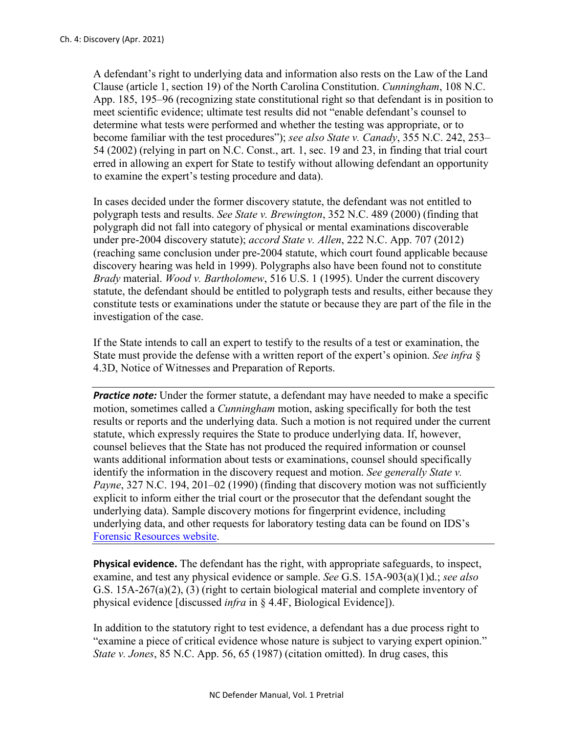A defendant's right to underlying data and information also rests on the Law of the Land Clause (article 1, section 19) of the North Carolina Constitution. *Cunningham*, 108 N.C. App. 185, 195–96 (recognizing state constitutional right so that defendant is in position to meet scientific evidence; ultimate test results did not "enable defendant's counsel to determine what tests were performed and whether the testing was appropriate, or to become familiar with the test procedures"); *see also State v. Canady*, 355 N.C. 242, 253–54 (2002) (relying in part on N.C. Const., art. 1, sec. 19 and 23, in finding that trial court erred in allowing an expert for State to testify without allowing defendant an opportunity to examine the expert's testing procedure and data).

In cases decided under the former discovery statute, the defendant was not entitled to polygraph tests and results. *See State v. Brewington*, 352 N.C. 489 (2000) (finding that polygraph did not fall into category of physical or mental examinations discoverable under pre-2004 discovery statute); *accord State v. Allen*, 222 N.C. App. 707 (2012) (reaching same conclusion under pre-2004 statute, which court found applicable because discovery hearing was held in 1999). Polygraphs also have been found not to constitute *Brady* material. *Wood v. Bartholomew*, 516 U.S. 1 (1995). Under the current discovery statute, the defendant should be entitled to polygraph tests and results, either because they constitute tests or examinations under the statute or because they are part of the file in the investigation of the case.

If the State intends to call an expert to testify to the results of a test or examination, the State must provide the defense with a written report of the expert's opinion. *See infra* § 4.3D, Notice of Witnesses and Preparation of Reports.

---

***Practice note:*** Under the former statute, a defendant may have needed to make a specific motion, sometimes called a *Cunningham* motion, asking specifically for both the test results or reports and the underlying data. Such a motion is not required under the current statute, which expressly requires the State to produce underlying data. If, however, counsel believes that the State has not produced the required information or counsel wants additional information about tests or examinations, counsel should specifically identify the information in the discovery request and motion. *See generally State v. Payne*, 327 N.C. 194, 201–02 (1990) (finding that discovery motion was not sufficiently explicit to inform either the trial court or the prosecutor that the defendant sought the underlying data). Sample discovery motions for fingerprint evidence, including underlying data, and other requests for laboratory testing data can be found on IDS's Forensic Resources website.

---

**Physical evidence.** The defendant has the right, with appropriate safeguards, to inspect, examine, and test any physical evidence or sample. *See* G.S. 15A-903(a)(1)d.; *see also* G.S. 15A-267(a)(2), (3) (right to certain biological material and complete inventory of physical evidence [discussed *infra* in § 4.4F, Biological Evidence]).

In addition to the statutory right to test evidence, a defendant has a due process right to "examine a piece of critical evidence whose nature is subject to varying expert opinion." *State v. Jones*, 85 N.C. App. 56, 65 (1987) (citation omitted). In drug cases, this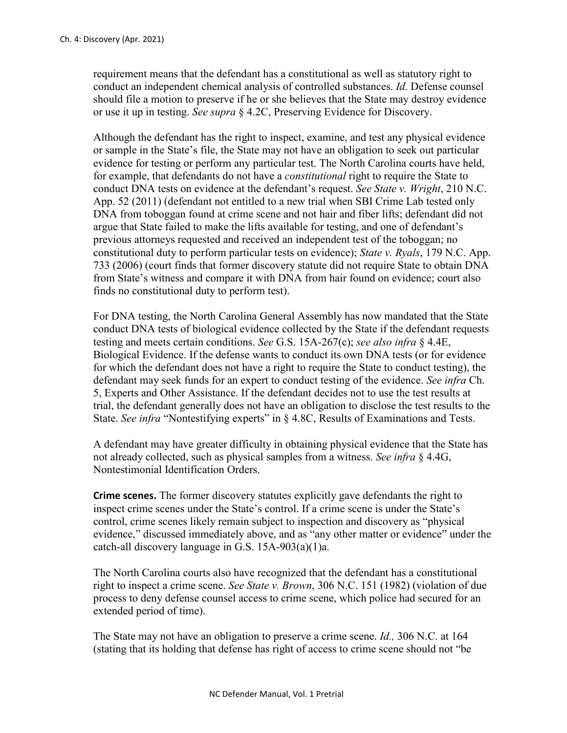requirement means that the defendant has a constitutional as well as statutory right to conduct an independent chemical analysis of controlled substances. *Id.* Defense counsel should file a motion to preserve if he or she believes that the State may destroy evidence or use it up in testing. *See supra* § 4.2C, Preserving Evidence for Discovery.

Although the defendant has the right to inspect, examine, and test any physical evidence or sample in the State's file, the State may not have an obligation to seek out particular evidence for testing or perform any particular test. The North Carolina courts have held, for example, that defendants do not have a *constitutional* right to require the State to conduct DNA tests on evidence at the defendant's request. *See State v. Wright*, 210 N.C. App. 52 (2011) (defendant not entitled to a new trial when SBI Crime Lab tested only DNA from toboggan found at crime scene and not hair and fiber lifts; defendant did not argue that State failed to make the lifts available for testing, and one of defendant's previous attorneys requested and received an independent test of the toboggan; no constitutional duty to perform particular tests on evidence); *State v. Ryals*, 179 N.C. App. 733 (2006) (court finds that former discovery statute did not require State to obtain DNA from State's witness and compare it with DNA from hair found on evidence; court also finds no constitutional duty to perform test).

For DNA testing, the North Carolina General Assembly has now mandated that the State conduct DNA tests of biological evidence collected by the State if the defendant requests testing and meets certain conditions. *See* G.S. 15A-267(c); *see also infra* § 4.4E, Biological Evidence. If the defense wants to conduct its own DNA tests (or for evidence for which the defendant does not have a right to require the State to conduct testing), the defendant may seek funds for an expert to conduct testing of the evidence. *See infra* Ch. 5, Experts and Other Assistance. If the defendant decides not to use the test results at trial, the defendant generally does not have an obligation to disclose the test results to the State. *See infra* "Nontestifying experts" in § 4.8C, Results of Examinations and Tests.

A defendant may have greater difficulty in obtaining physical evidence that the State has not already collected, such as physical samples from a witness. *See infra* § 4.4G, Nontestimonial Identification Orders.

**Crime scenes.** The former discovery statutes explicitly gave defendants the right to inspect crime scenes under the State's control. If a crime scene is under the State's control, crime scenes likely remain subject to inspection and discovery as "physical evidence," discussed immediately above, and as "any other matter or evidence" under the catch-all discovery language in G.S. 15A-903(a)(1)a.

The North Carolina courts also have recognized that the defendant has a constitutional right to inspect a crime scene. *See State v. Brown*, 306 N.C. 151 (1982) (violation of due process to deny defense counsel access to crime scene, which police had secured for an extended period of time).

The State may not have an obligation to preserve a crime scene. *Id.,* 306 N.C. at 164 (stating that its holding that defense has right of access to crime scene should not "be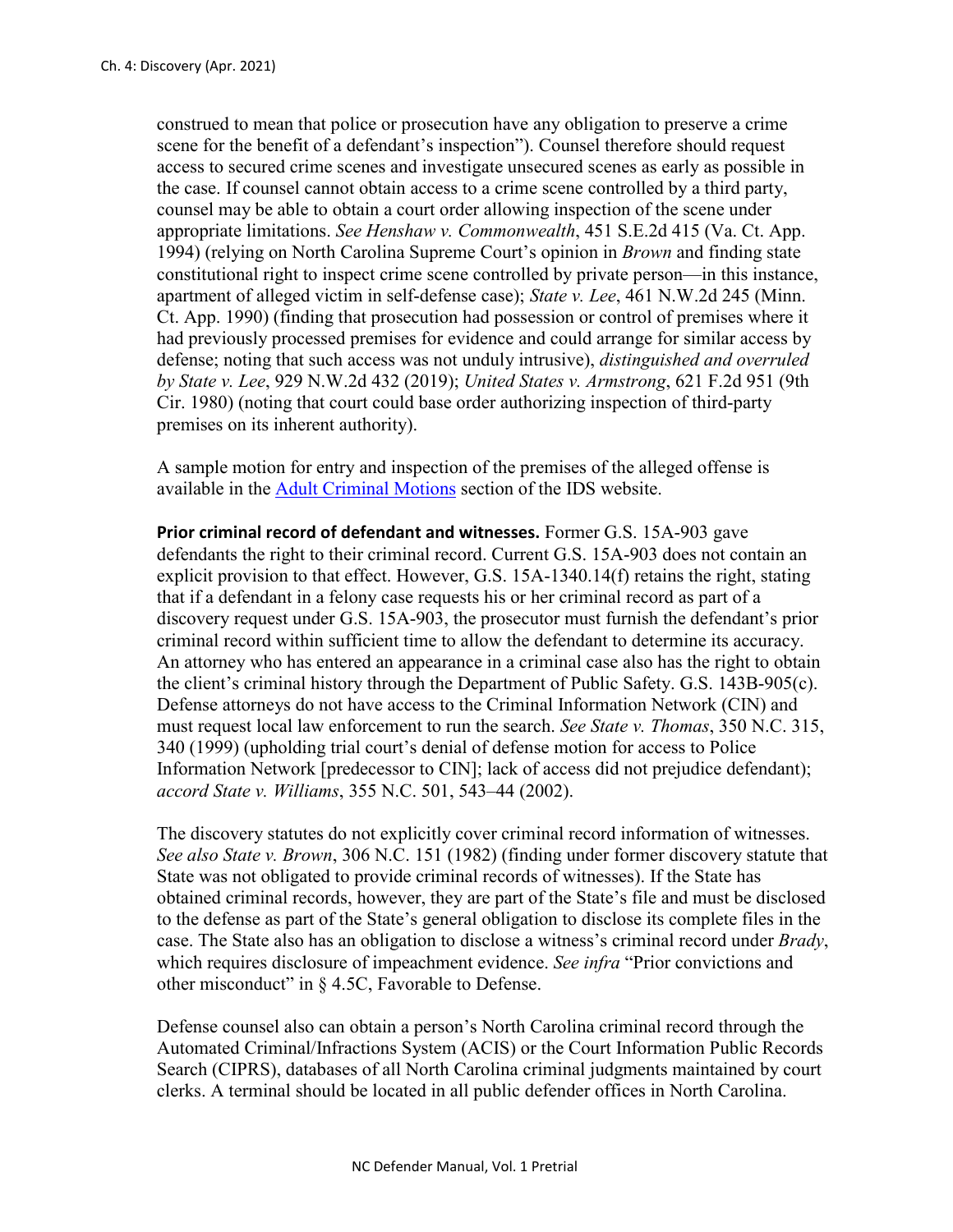construed to mean that police or prosecution have any obligation to preserve a crime scene for the benefit of a defendant's inspection"). Counsel therefore should request access to secured crime scenes and investigate unsecured scenes as early as possible in the case. If counsel cannot obtain access to a crime scene controlled by a third party, counsel may be able to obtain a court order allowing inspection of the scene under appropriate limitations. *See Henshaw v. Commonwealth*, 451 S.E.2d 415 (Va. Ct. App. 1994) (relying on North Carolina Supreme Court's opinion in *Brown* and finding state constitutional right to inspect crime scene controlled by private person—in this instance, apartment of alleged victim in self-defense case); *State v. Lee*, 461 N.W.2d 245 (Minn. Ct. App. 1990) (finding that prosecution had possession or control of premises where it had previously processed premises for evidence and could arrange for similar access by defense; noting that such access was not unduly intrusive), *distinguished and overruled by State v. Lee*, 929 N.W.2d 432 (2019); *United States v. Armstrong*, 621 F.2d 951 (9th Cir. 1980) (noting that court could base order authorizing inspection of third-party premises on its inherent authority).

A sample motion for entry and inspection of the premises of the alleged offense is available in the Adult Criminal Motions section of the IDS website.

**Prior criminal record of defendant and witnesses.** Former G.S. 15A-903 gave defendants the right to their criminal record. Current G.S. 15A-903 does not contain an explicit provision to that effect. However, G.S. 15A-1340.14(f) retains the right, stating that if a defendant in a felony case requests his or her criminal record as part of a discovery request under G.S. 15A-903, the prosecutor must furnish the defendant's prior criminal record within sufficient time to allow the defendant to determine its accuracy. An attorney who has entered an appearance in a criminal case also has the right to obtain the client's criminal history through the Department of Public Safety. G.S. 143B-905(c). Defense attorneys do not have access to the Criminal Information Network (CIN) and must request local law enforcement to run the search. *See State v. Thomas*, 350 N.C. 315, 340 (1999) (upholding trial court's denial of defense motion for access to Police Information Network [predecessor to CIN]; lack of access did not prejudice defendant); *accord State v. Williams*, 355 N.C. 501, 543–44 (2002).

The discovery statutes do not explicitly cover criminal record information of witnesses. *See also State v. Brown*, 306 N.C. 151 (1982) (finding under former discovery statute that State was not obligated to provide criminal records of witnesses). If the State has obtained criminal records, however, they are part of the State's file and must be disclosed to the defense as part of the State's general obligation to disclose its complete files in the case. The State also has an obligation to disclose a witness's criminal record under *Brady*, which requires disclosure of impeachment evidence. *See infra* "Prior convictions and other misconduct" in § 4.5C, Favorable to Defense.

Defense counsel also can obtain a person's North Carolina criminal record through the Automated Criminal/Infractions System (ACIS) or the Court Information Public Records Search (CIPRS), databases of all North Carolina criminal judgments maintained by court clerks. A terminal should be located in all public defender offices in North Carolina.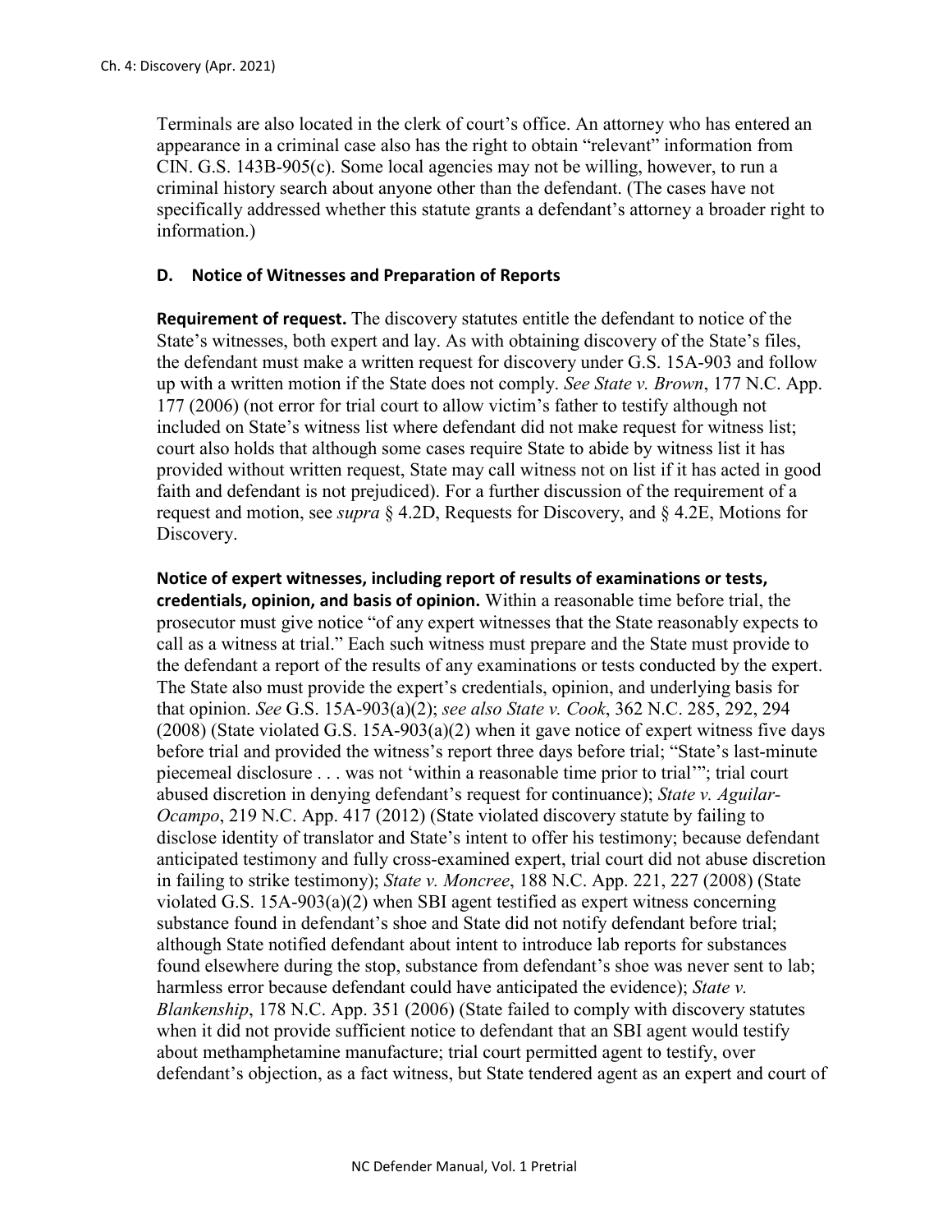Terminals are also located in the clerk of court's office. An attorney who has entered an appearance in a criminal case also has the right to obtain "relevant" information from CIN. G.S. 143B-905(c). Some local agencies may not be willing, however, to run a criminal history search about anyone other than the defendant. (The cases have not specifically addressed whether this statute grants a defendant's attorney a broader right to information.)

## D. Notice of Witnesses and Preparation of Reports

**Requirement of request.** The discovery statutes entitle the defendant to notice of the State's witnesses, both expert and lay. As with obtaining discovery of the State's files, the defendant must make a written request for discovery under G.S. 15A-903 and follow up with a written motion if the State does not comply. *See State v. Brown*, 177 N.C. App. 177 (2006) (not error for trial court to allow victim's father to testify although not included on State's witness list where defendant did not make request for witness list; court also holds that although some cases require State to abide by witness list it has provided without written request, State may call witness not on list if it has acted in good faith and defendant is not prejudiced). For a further discussion of the requirement of a request and motion, see *supra* § 4.2D, Requests for Discovery, and § 4.2E, Motions for Discovery.

**Notice of expert witnesses, including report of results of examinations or tests, credentials, opinion, and basis of opinion.** Within a reasonable time before trial, the prosecutor must give notice "of any expert witnesses that the State reasonably expects to call as a witness at trial." Each such witness must prepare and the State must provide to the defendant a report of the results of any examinations or tests conducted by the expert. The State also must provide the expert's credentials, opinion, and underlying basis for that opinion. *See* G.S. 15A-903(a)(2); *see also State v. Cook*, 362 N.C. 285, 292, 294 (2008) (State violated G.S. 15A-903(a)(2) when it gave notice of expert witness five days before trial and provided the witness's report three days before trial; "State's last-minute piecemeal disclosure . . . was not 'within a reasonable time prior to trial'"; trial court abused discretion in denying defendant's request for continuance); *State v. Aguilar-Ocampo*, 219 N.C. App. 417 (2012) (State violated discovery statute by failing to disclose identity of translator and State's intent to offer his testimony; because defendant anticipated testimony and fully cross-examined expert, trial court did not abuse discretion in failing to strike testimony); *State v. Moncree*, 188 N.C. App. 221, 227 (2008) (State violated G.S. 15A-903(a)(2) when SBI agent testified as expert witness concerning substance found in defendant's shoe and State did not notify defendant before trial; although State notified defendant about intent to introduce lab reports for substances found elsewhere during the stop, substance from defendant's shoe was never sent to lab; harmless error because defendant could have anticipated the evidence); *State v. Blankenship*, 178 N.C. App. 351 (2006) (State failed to comply with discovery statutes when it did not provide sufficient notice to defendant that an SBI agent would testify about methamphetamine manufacture; trial court permitted agent to testify, over defendant's objection, as a fact witness, but State tendered agent as an expert and court of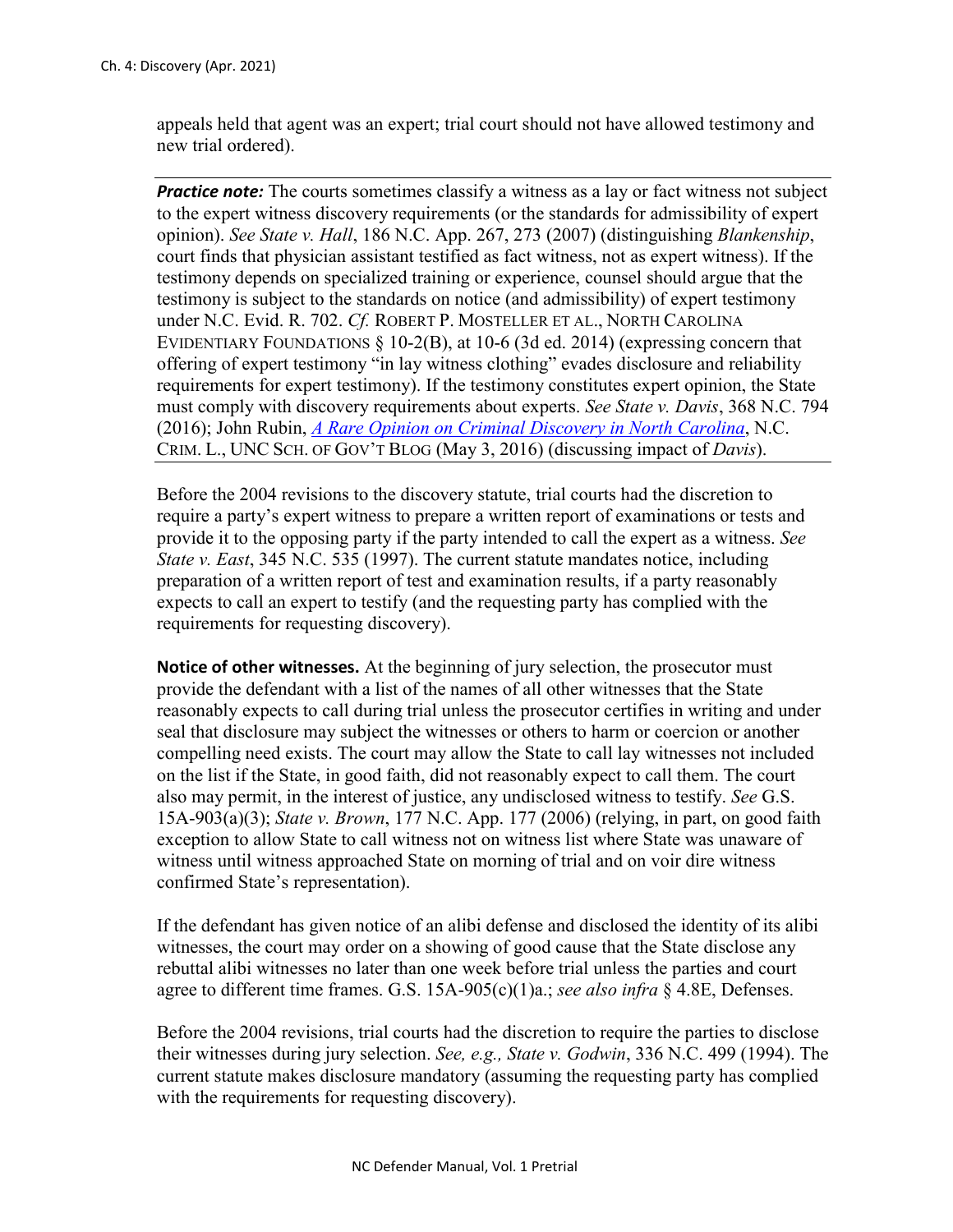appeals held that agent was an expert; trial court should not have allowed testimony and new trial ordered).

---

***Practice note:*** The courts sometimes classify a witness as a lay or fact witness not subject to the expert witness discovery requirements (or the standards for admissibility of expert opinion). *See State v. Hall*, 186 N.C. App. 267, 273 (2007) (distinguishing *Blankenship*, court finds that physician assistant testified as fact witness, not as expert witness). If the testimony depends on specialized training or experience, counsel should argue that the testimony is subject to the standards on notice (and admissibility) of expert testimony under N.C. Evid. R. 702. *Cf.* ROBERT P. MOSTELLER ET AL., NORTH CAROLINA EVIDENTIARY FOUNDATIONS § 10-2(B), at 10-6 (3d ed. 2014) (expressing concern that offering of expert testimony "in lay witness clothing" evades disclosure and reliability requirements for expert testimony). If the testimony constitutes expert opinion, the State must comply with discovery requirements about experts. *See State v. Davis*, 368 N.C. 794 (2016); John Rubin, *A Rare Opinion on Criminal Discovery in North Carolina*, N.C. CRIM. L., UNC SCH. OF GOV'T BLOG (May 3, 2016) (discussing impact of *Davis*).

---

Before the 2004 revisions to the discovery statute, trial courts had the discretion to require a party's expert witness to prepare a written report of examinations or tests and provide it to the opposing party if the party intended to call the expert as a witness. *See State v. East*, 345 N.C. 535 (1997). The current statute mandates notice, including preparation of a written report of test and examination results, if a party reasonably expects to call an expert to testify (and the requesting party has complied with the requirements for requesting discovery).

**Notice of other witnesses.** At the beginning of jury selection, the prosecutor must provide the defendant with a list of the names of all other witnesses that the State reasonably expects to call during trial unless the prosecutor certifies in writing and under seal that disclosure may subject the witnesses or others to harm or coercion or another compelling need exists. The court may allow the State to call lay witnesses not included on the list if the State, in good faith, did not reasonably expect to call them. The court also may permit, in the interest of justice, any undisclosed witness to testify. *See* G.S. 15A-903(a)(3); *State v. Brown*, 177 N.C. App. 177 (2006) (relying, in part, on good faith exception to allow State to call witness not on witness list where State was unaware of witness until witness approached State on morning of trial and on voir dire witness confirmed State's representation).

If the defendant has given notice of an alibi defense and disclosed the identity of its alibi witnesses, the court may order on a showing of good cause that the State disclose any rebuttal alibi witnesses no later than one week before trial unless the parties and court agree to different time frames. G.S. 15A-905(c)(1)a.; *see also infra* § 4.8E, Defenses.

Before the 2004 revisions, trial courts had the discretion to require the parties to disclose their witnesses during jury selection. *See, e.g., State v. Godwin*, 336 N.C. 499 (1994). The current statute makes disclosure mandatory (assuming the requesting party has complied with the requirements for requesting discovery).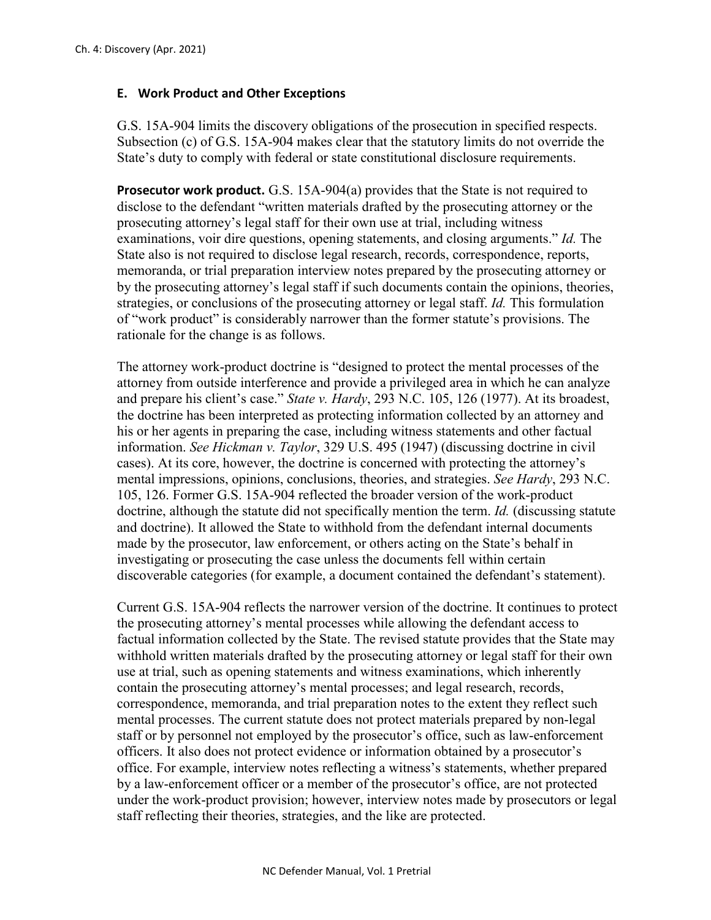## E. Work Product and Other Exceptions

G.S. 15A-904 limits the discovery obligations of the prosecution in specified respects. Subsection (c) of G.S. 15A-904 makes clear that the statutory limits do not override the State's duty to comply with federal or state constitutional disclosure requirements.

**Prosecutor work product.** G.S. 15A-904(a) provides that the State is not required to disclose to the defendant "written materials drafted by the prosecuting attorney or the prosecuting attorney's legal staff for their own use at trial, including witness examinations, voir dire questions, opening statements, and closing arguments." *Id.* The State also is not required to disclose legal research, records, correspondence, reports, memoranda, or trial preparation interview notes prepared by the prosecuting attorney or by the prosecuting attorney's legal staff if such documents contain the opinions, theories, strategies, or conclusions of the prosecuting attorney or legal staff. *Id.* This formulation of "work product" is considerably narrower than the former statute's provisions. The rationale for the change is as follows.

The attorney work-product doctrine is "designed to protect the mental processes of the attorney from outside interference and provide a privileged area in which he can analyze and prepare his client's case." *State v. Hardy*, 293 N.C. 105, 126 (1977). At its broadest, the doctrine has been interpreted as protecting information collected by an attorney and his or her agents in preparing the case, including witness statements and other factual information. *See Hickman v. Taylor*, 329 U.S. 495 (1947) (discussing doctrine in civil cases). At its core, however, the doctrine is concerned with protecting the attorney's mental impressions, opinions, conclusions, theories, and strategies. *See Hardy*, 293 N.C. 105, 126. Former G.S. 15A-904 reflected the broader version of the work-product doctrine, although the statute did not specifically mention the term. *Id.* (discussing statute and doctrine). It allowed the State to withhold from the defendant internal documents made by the prosecutor, law enforcement, or others acting on the State's behalf in investigating or prosecuting the case unless the documents fell within certain discoverable categories (for example, a document contained the defendant's statement).

Current G.S. 15A-904 reflects the narrower version of the doctrine. It continues to protect the prosecuting attorney's mental processes while allowing the defendant access to factual information collected by the State. The revised statute provides that the State may withhold written materials drafted by the prosecuting attorney or legal staff for their own use at trial, such as opening statements and witness examinations, which inherently contain the prosecuting attorney's mental processes; and legal research, records, correspondence, memoranda, and trial preparation notes to the extent they reflect such mental processes. The current statute does not protect materials prepared by non-legal staff or by personnel not employed by the prosecutor's office, such as law-enforcement officers. It also does not protect evidence or information obtained by a prosecutor's office. For example, interview notes reflecting a witness's statements, whether prepared by a law-enforcement officer or a member of the prosecutor's office, are not protected under the work-product provision; however, interview notes made by prosecutors or legal staff reflecting their theories, strategies, and the like are protected.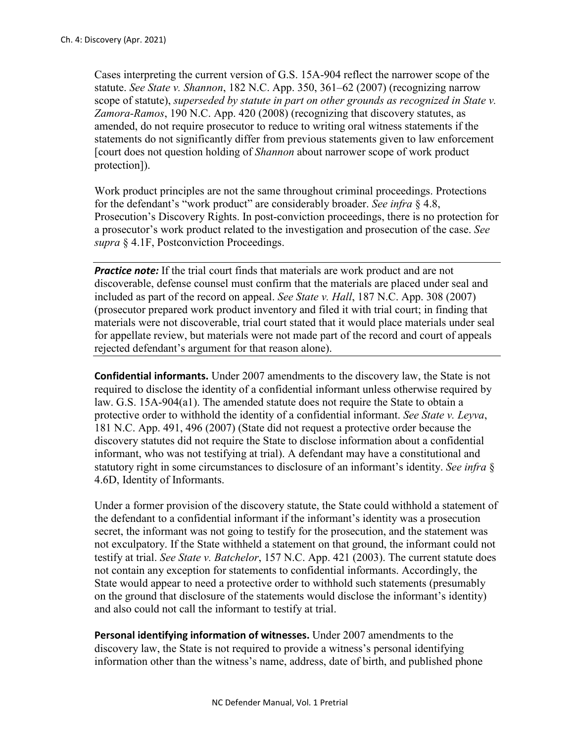Cases interpreting the current version of G.S. 15A-904 reflect the narrower scope of the statute. *See State v. Shannon*, 182 N.C. App. 350, 361–62 (2007) (recognizing narrow scope of statute), *superseded by statute in part on other grounds as recognized in State v. Zamora-Ramos*, 190 N.C. App. 420 (2008) (recognizing that discovery statutes, as amended, do not require prosecutor to reduce to writing oral witness statements if the statements do not significantly differ from previous statements given to law enforcement [court does not question holding of *Shannon* about narrower scope of work product protection]).

Work product principles are not the same throughout criminal proceedings. Protections for the defendant's "work product" are considerably broader. *See infra* § 4.8, Prosecution's Discovery Rights. In post-conviction proceedings, there is no protection for a prosecutor's work product related to the investigation and prosecution of the case. *See supra* § 4.1F, Postconviction Proceedings.

***Practice note:*** If the trial court finds that materials are work product and are not discoverable, defense counsel must confirm that the materials are placed under seal and included as part of the record on appeal. *See State v. Hall*, 187 N.C. App. 308 (2007) (prosecutor prepared work product inventory and filed it with trial court; in finding that materials were not discoverable, trial court stated that it would place materials under seal for appellate review, but materials were not made part of the record and court of appeals rejected defendant's argument for that reason alone).

**Confidential informants.** Under 2007 amendments to the discovery law, the State is not required to disclose the identity of a confidential informant unless otherwise required by law. G.S. 15A-904(a1). The amended statute does not require the State to obtain a protective order to withhold the identity of a confidential informant. *See State v. Leyva*, 181 N.C. App. 491, 496 (2007) (State did not request a protective order because the discovery statutes did not require the State to disclose information about a confidential informant, who was not testifying at trial). A defendant may have a constitutional and statutory right in some circumstances to disclosure of an informant's identity. *See infra* § 4.6D, Identity of Informants.

Under a former provision of the discovery statute, the State could withhold a statement of the defendant to a confidential informant if the informant's identity was a prosecution secret, the informant was not going to testify for the prosecution, and the statement was not exculpatory. If the State withheld a statement on that ground, the informant could not testify at trial. *See State v. Batchelor*, 157 N.C. App. 421 (2003). The current statute does not contain any exception for statements to confidential informants. Accordingly, the State would appear to need a protective order to withhold such statements (presumably on the ground that disclosure of the statements would disclose the informant's identity) and also could not call the informant to testify at trial.

**Personal identifying information of witnesses.** Under 2007 amendments to the discovery law, the State is not required to provide a witness's personal identifying information other than the witness's name, address, date of birth, and published phone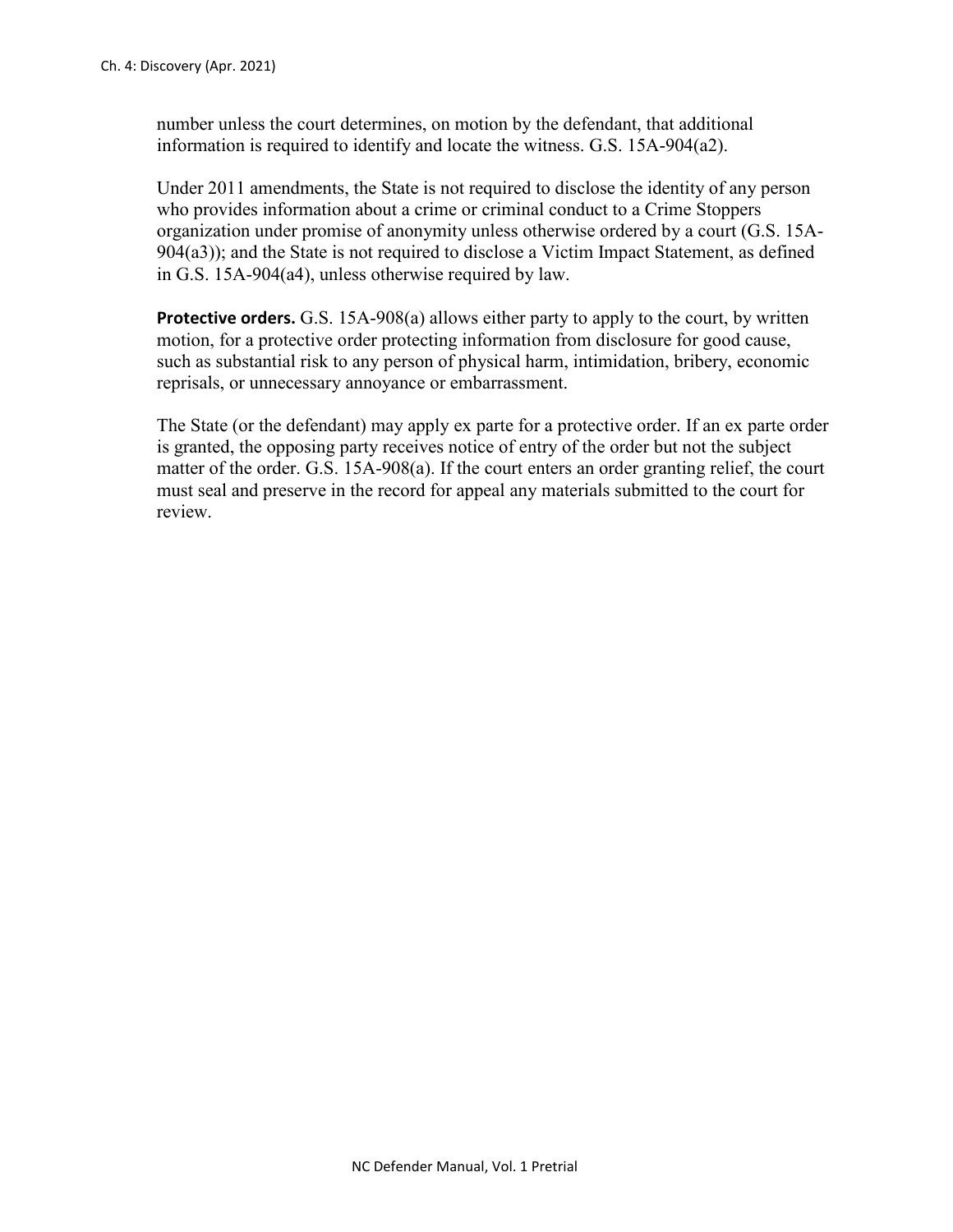number unless the court determines, on motion by the defendant, that additional information is required to identify and locate the witness. G.S. 15A-904(a2).

Under 2011 amendments, the State is not required to disclose the identity of any person who provides information about a crime or criminal conduct to a Crime Stoppers organization under promise of anonymity unless otherwise ordered by a court (G.S. 15A-904(a3)); and the State is not required to disclose a Victim Impact Statement, as defined in G.S. 15A-904(a4), unless otherwise required by law.

**Protective orders.** G.S. 15A-908(a) allows either party to apply to the court, by written motion, for a protective order protecting information from disclosure for good cause, such as substantial risk to any person of physical harm, intimidation, bribery, economic reprisals, or unnecessary annoyance or embarrassment.

The State (or the defendant) may apply ex parte for a protective order. If an ex parte order is granted, the opposing party receives notice of entry of the order but not the subject matter of the order. G.S. 15A-908(a). If the court enters an order granting relief, the court must seal and preserve in the record for appeal any materials submitted to the court for review.